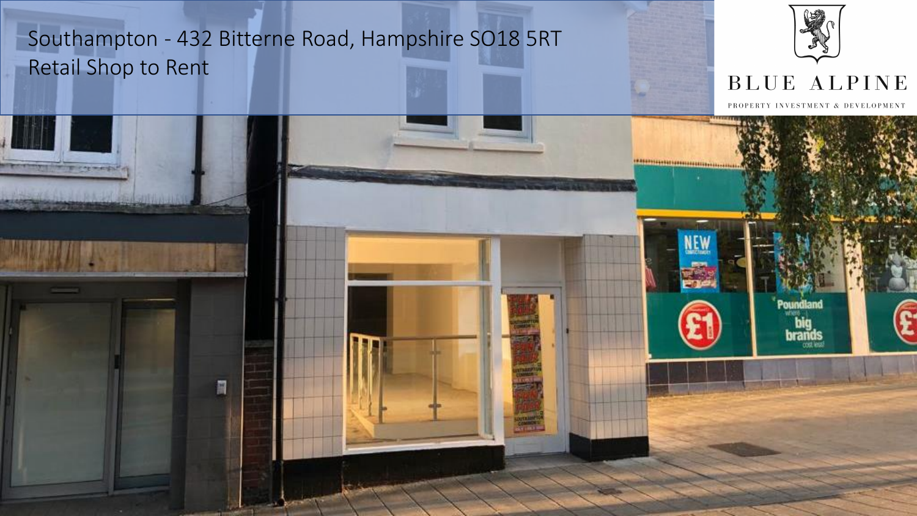# Southampton - 432 Bitterne Road, Hampshire SO18 5RT
## Retail Shop to Rent

BLUE ALPINE

PROPERTY INVESTMENT & DEVELOPMENT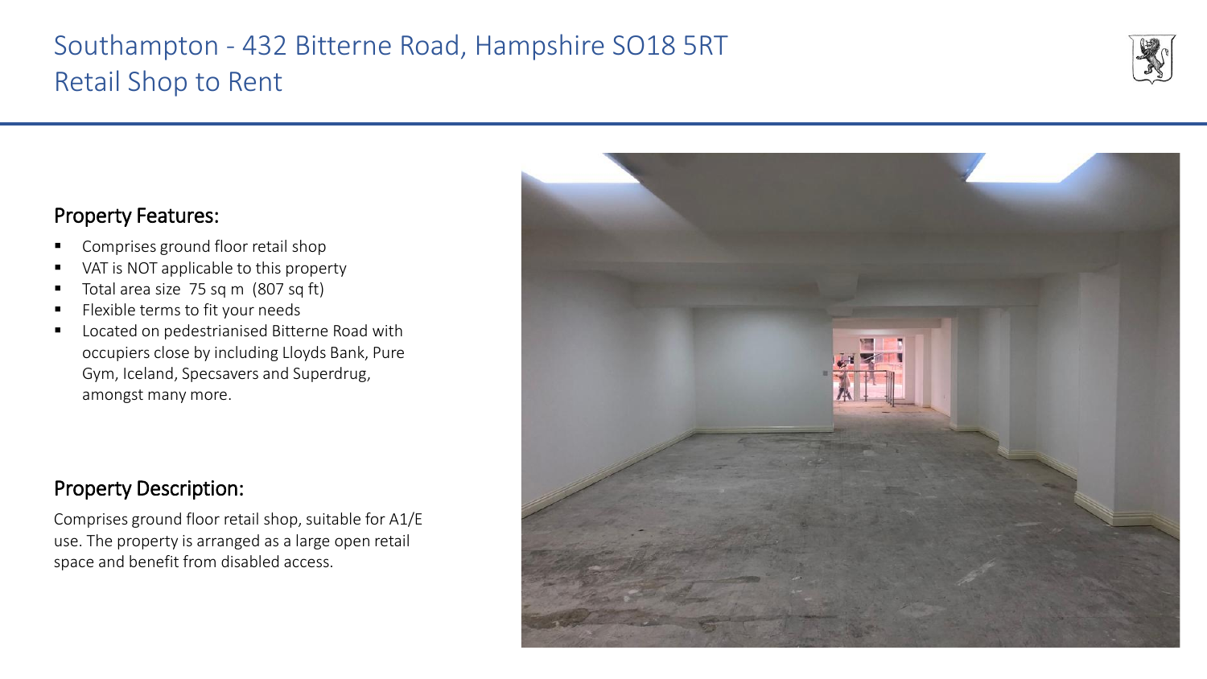# Southampton - 432 Bitterne Road, Hampshire SO18 5RT
# Retail Shop to Rent

## Property Features:

- Comprises ground floor retail shop
- VAT is NOT applicable to this property
- Total area size 75 sq m (807 sq ft)
- Flexible terms to fit your needs
- Located on pedestrianised Bitterne Road with occupiers close by including Lloyds Bank, Pure Gym, Iceland, Specsavers and Superdrug, amongst many more.

## Property Description:

Comprises ground floor retail shop, suitable for A1/E use. The property is arranged as a large open retail space and benefit from disabled access.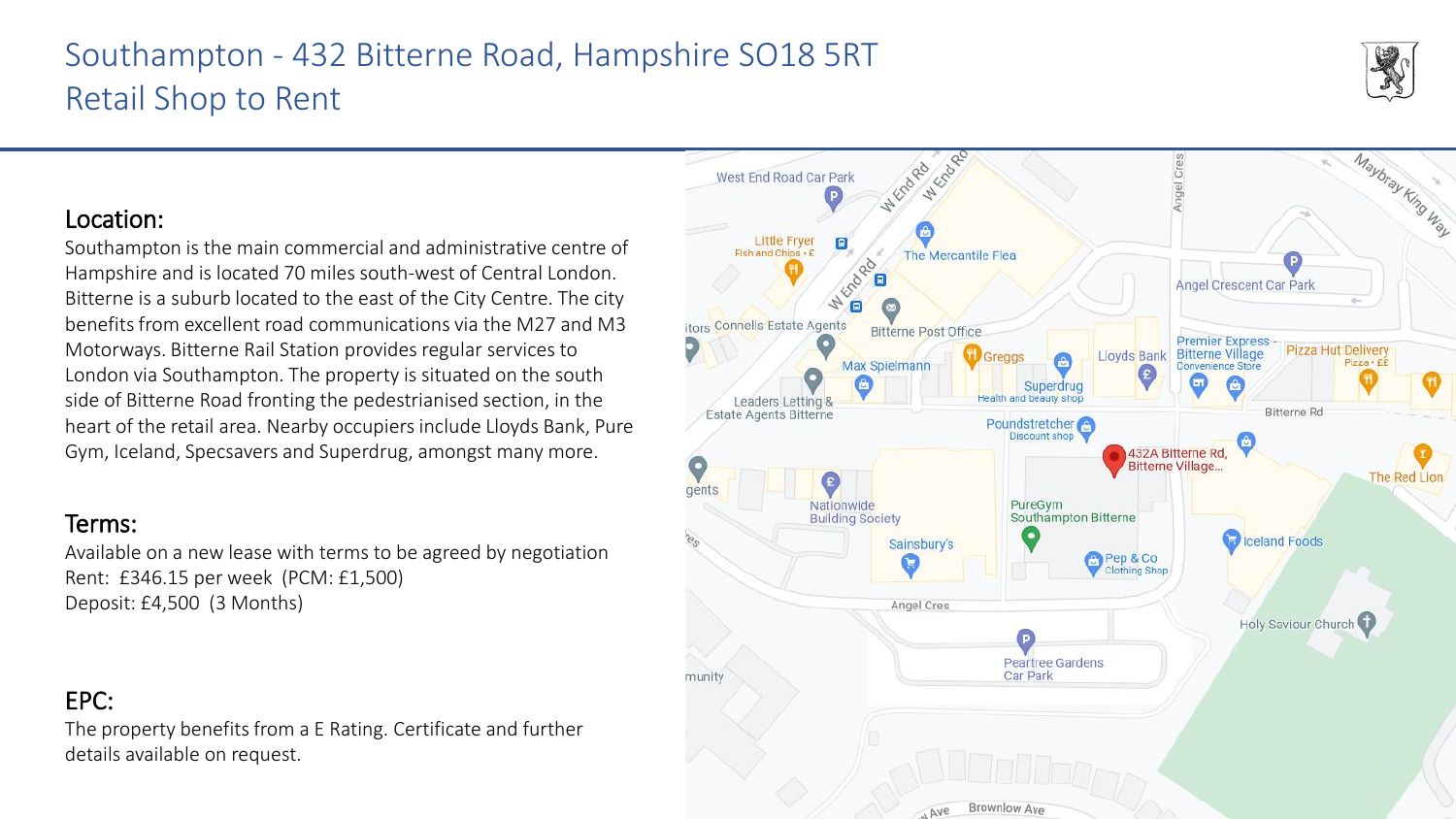# Southampton - 432 Bitterne Road, Hampshire SO18 5RT
# Retail Shop to Rent

## Location:

Southampton is the main commercial and administrative centre of Hampshire and is located 70 miles south-west of Central London. Bitterne is a suburb located to the east of the City Centre. The city benefits from excellent road communications via the M27 and M3 Motorways. Bitterne Rail Station provides regular services to London via Southampton. The property is situated on the south side of Bitterne Road fronting the pedestrianised section, in the heart of the retail area. Nearby occupiers include Lloyds Bank, Pure Gym, Iceland, Specsavers and Superdrug, amongst many more.

## Terms:

Available on a new lease with terms to be agreed by negotiation
Rent: £346.15 per week (PCM: £1,500)
Deposit: £4,500 (3 Months)

## EPC:

The property benefits from a E Rating. Certificate and further details available on request.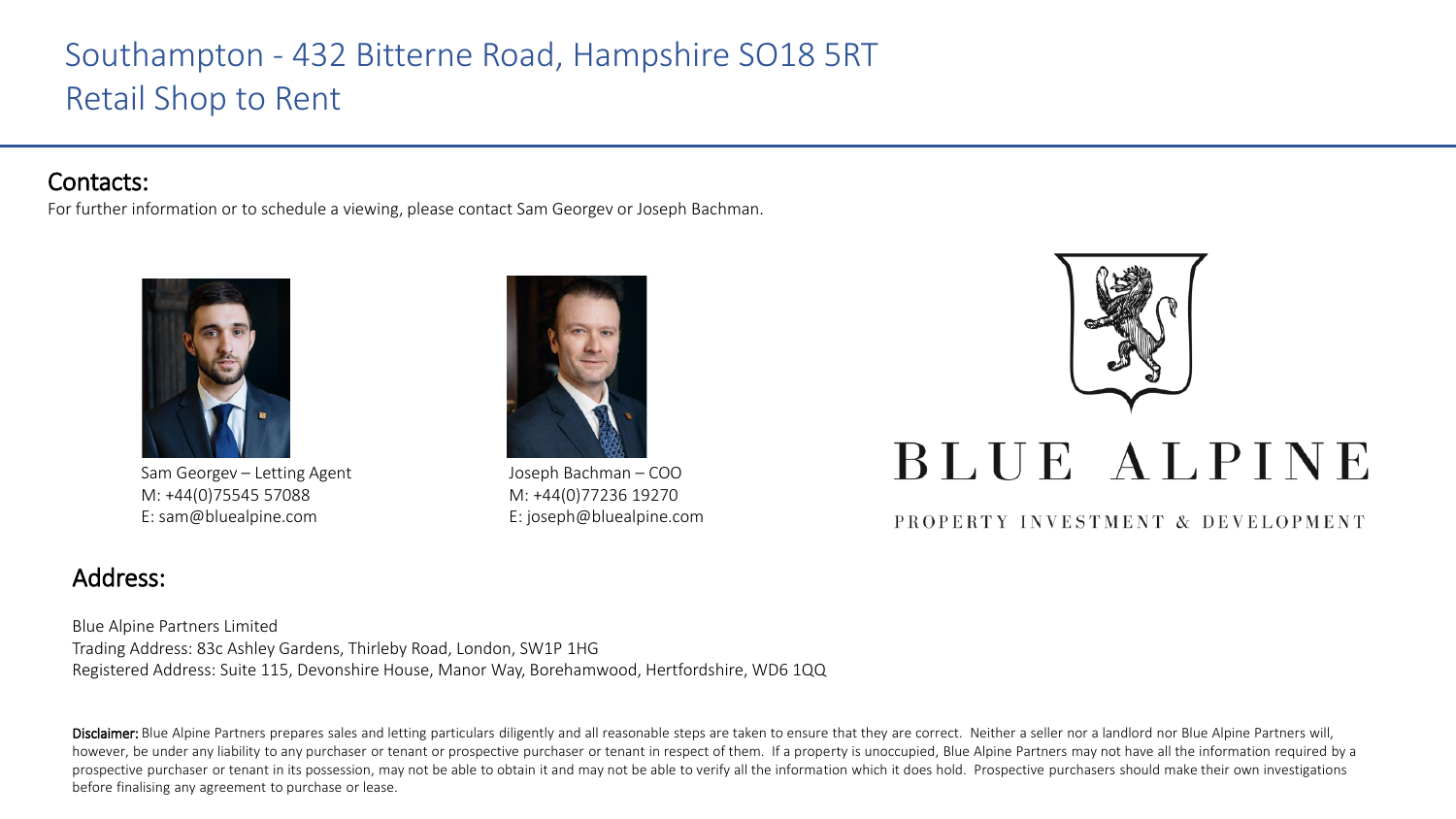# Southampton - 432 Bitterne Road, Hampshire SO18 5RT
# Retail Shop to Rent

## Contacts:

For further information or to schedule a viewing, please contact Sam Georgev or Joseph Bachman.

Sam Georgev – Letting Agent
M: +44(0)75545 57088
E: sam@bluealpine.com

Joseph Bachman – COO
M: +44(0)77236 19270
E: joseph@bluealpine.com

BLUE ALPINE

PROPERTY INVESTMENT & DEVELOPMENT

## Address:

Blue Alpine Partners Limited
Trading Address: 83c Ashley Gardens, Thirleby Road, London, SW1P 1HG
Registered Address: Suite 115, Devonshire House, Manor Way, Borehamwood, Hertfordshire, WD6 1QQ

**Disclaimer:** Blue Alpine Partners prepares sales and letting particulars diligently and all reasonable steps are taken to ensure that they are correct. Neither a seller nor a landlord nor Blue Alpine Partners will, however, be under any liability to any purchaser or tenant or prospective purchaser or tenant in respect of them. If a property is unoccupied, Blue Alpine Partners may not have all the information required by a prospective purchaser or tenant in its possession, may not be able to obtain it and may not be able to verify all the information which it does hold. Prospective purchasers should make their own investigations before finalising any agreement to purchase or lease.